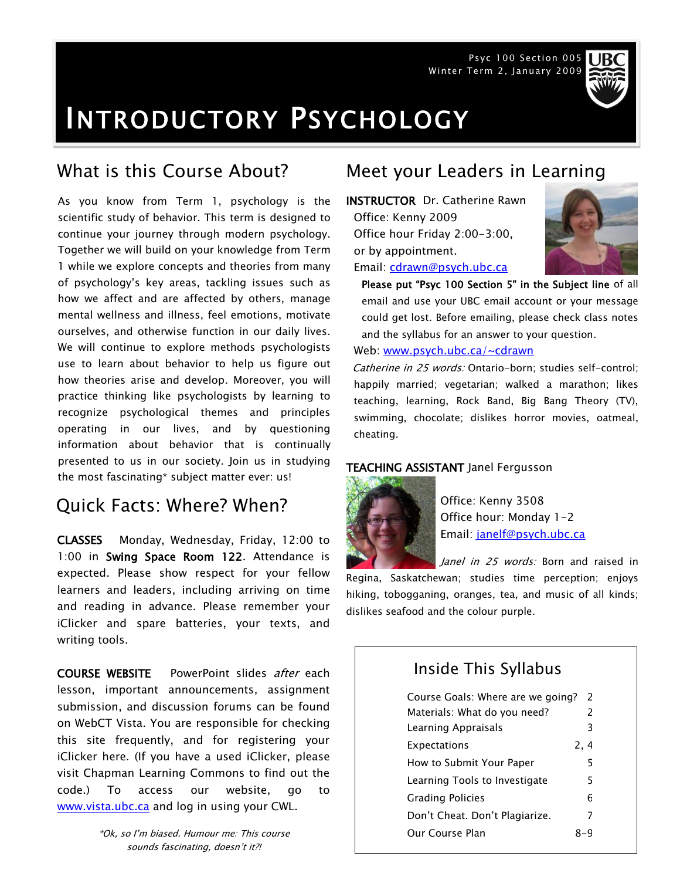Psyc 100 Section 005
Winter Term 2, January 2009

# Introductory Psychology

## What is this Course About?

As you know from Term 1, psychology is the scientific study of behavior. This term is designed to continue your journey through modern psychology. Together we will build on your knowledge from Term 1 while we explore concepts and theories from many of psychology's key areas, tackling issues such as how we affect and are affected by others, manage mental wellness and illness, feel emotions, motivate ourselves, and otherwise function in our daily lives. We will continue to explore methods psychologists use to learn about behavior to help us figure out how theories arise and develop. Moreover, you will practice thinking like psychologists by learning to recognize psychological themes and principles operating in our lives, and by questioning information about behavior that is continually presented to us in our society. Join us in studying the most fascinating* subject matter ever: us!

## Quick Facts: Where? When?

**CLASSES** Monday, Wednesday, Friday, 12:00 to 1:00 in **Swing Space Room 122**. Attendance is expected. Please show respect for your fellow learners and leaders, including arriving on time and reading in advance. Please remember your iClicker and spare batteries, your texts, and writing tools.

**COURSE WEBSITE** PowerPoint slides *after* each lesson, important announcements, assignment submission, and discussion forums can be found on WebCT Vista. You are responsible for checking this site frequently, and for registering your iClicker here. (If you have a used iClicker, please visit Chapman Learning Commons to find out the code.) To access our website, go to www.vista.ubc.ca and log in using your CWL.

*\*Ok, so I'm biased. Humour me: This course sounds fascinating, doesn't it?!*

## Meet your Leaders in Learning

**INSTRUCTOR** Dr. Catherine Rawn
Office: Kenny 2009
Office hour Friday 2:00-3:00, or by appointment.
Email: cdrawn@psych.ubc.ca

**Please put "Psyc 100 Section 5" in the Subject line** of all email and use your UBC email account or your message could get lost. Before emailing, please check class notes and the syllabus for an answer to your question.

Web: www.psych.ubc.ca/~cdrawn

*Catherine in 25 words:* Ontario-born; studies self-control; happily married; vegetarian; walked a marathon; likes teaching, learning, Rock Band, Big Bang Theory (TV), swimming, chocolate; dislikes horror movies, oatmeal, cheating.

**TEACHING ASSISTANT** Janel Fergusson
Office: Kenny 3508
Office hour: Monday 1-2
Email: janelf@psych.ubc.ca

*Janel in 25 words:* Born and raised in Regina, Saskatchewan; studies time perception; enjoys hiking, tobogganing, oranges, tea, and music of all kinds; dislikes seafood and the colour purple.

## Inside This Syllabus

| | |
|---|---|
| Course Goals: Where are we going? | 2 |
| Materials: What do you need? | 2 |
| Learning Appraisals | 3 |
| Expectations | 2, 4 |
| How to Submit Your Paper | 5 |
| Learning Tools to Investigate | 5 |
| Grading Policies | 6 |
| Don't Cheat. Don't Plagiarize. | 7 |
| Our Course Plan | 8-9 |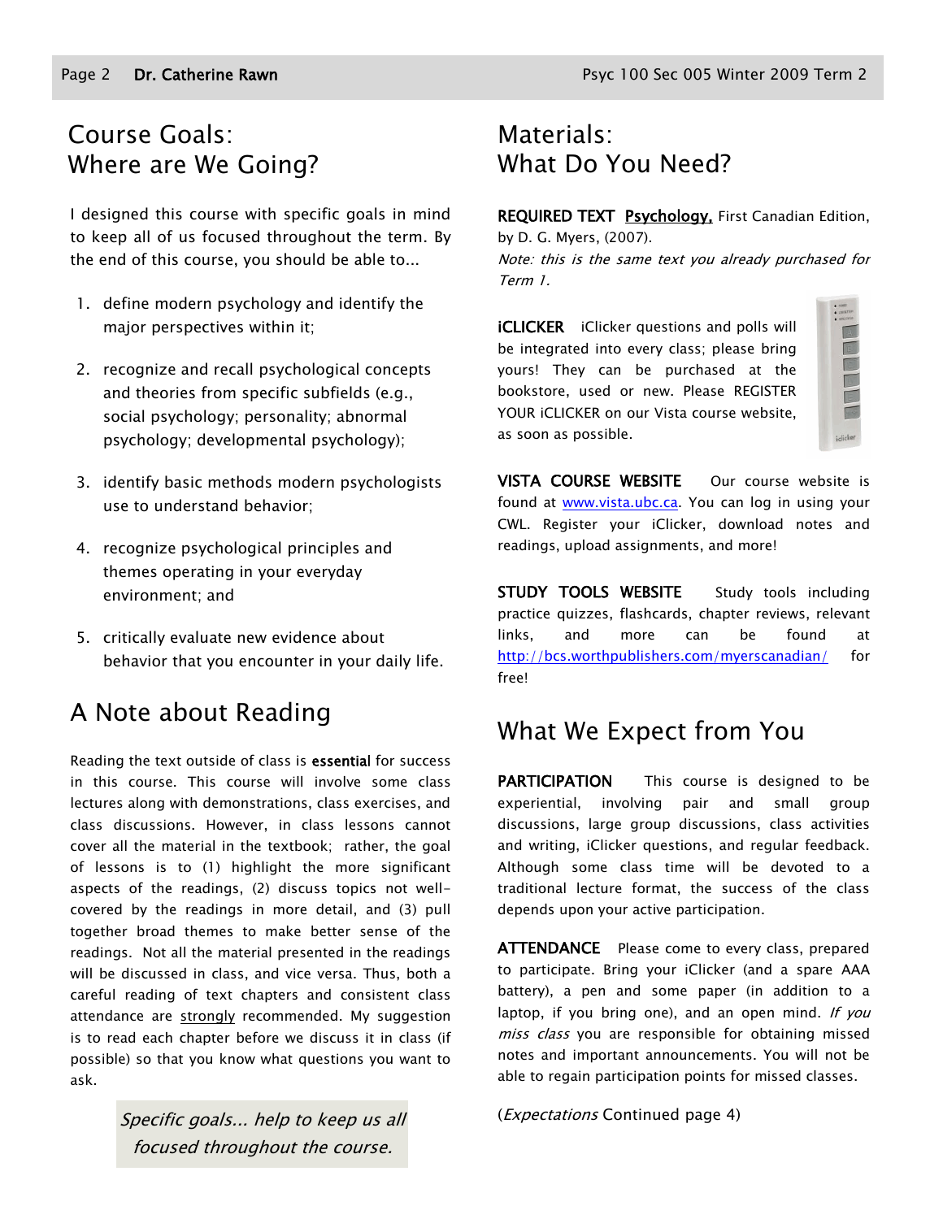## Course Goals: Where are We Going?

I designed this course with specific goals in mind to keep all of us focused throughout the term. By the end of this course, you should be able to...

1. define modern psychology and identify the major perspectives within it;
2. recognize and recall psychological concepts and theories from specific subfields (e.g., social psychology; personality; abnormal psychology; developmental psychology);
3. identify basic methods modern psychologists use to understand behavior;
4. recognize psychological principles and themes operating in your everyday environment; and
5. critically evaluate new evidence about behavior that you encounter in your daily life.

## A Note about Reading

Reading the text outside of class is **essential** for success in this course. This course will involve some class lectures along with demonstrations, class exercises, and class discussions. However, in class lessons cannot cover all the material in the textbook; rather, the goal of lessons is to (1) highlight the more significant aspects of the readings, (2) discuss topics not well-covered by the readings in more detail, and (3) pull together broad themes to make better sense of the readings. Not all the material presented in the readings will be discussed in class, and vice versa. Thus, both a careful reading of text chapters and consistent class attendance are strongly recommended. My suggestion is to read each chapter before we discuss it in class (if possible) so that you know what questions you want to ask.

*Specific goals... help to keep us all focused throughout the course.*

## Materials: What Do You Need?

**REQUIRED TEXT** **Psychology,** First Canadian Edition, by D. G. Myers, (2007).
*Note: this is the same text you already purchased for Term 1.*

**iCLICKER** iClicker questions and polls will be integrated into every class; please bring yours! They can be purchased at the bookstore, used or new. Please REGISTER YOUR iCLICKER on our Vista course website, as soon as possible.

**VISTA COURSE WEBSITE** Our course website is found at www.vista.ubc.ca. You can log in using your CWL. Register your iClicker, download notes and readings, upload assignments, and more!

**STUDY TOOLS WEBSITE** Study tools including practice quizzes, flashcards, chapter reviews, relevant links, and more can be found at http://bcs.worthpublishers.com/myerscanadian/ for free!

## What We Expect from You

**PARTICIPATION** This course is designed to be experiential, involving pair and small group discussions, large group discussions, class activities and writing, iClicker questions, and regular feedback. Although some class time will be devoted to a traditional lecture format, the success of the class depends upon your active participation.

**ATTENDANCE** Please come to every class, prepared to participate. Bring your iClicker (and a spare AAA battery), a pen and some paper (in addition to a laptop, if you bring one), and an open mind. *If you miss class* you are responsible for obtaining missed notes and important announcements. You will not be able to regain participation points for missed classes.

(*Expectations* Continued page 4)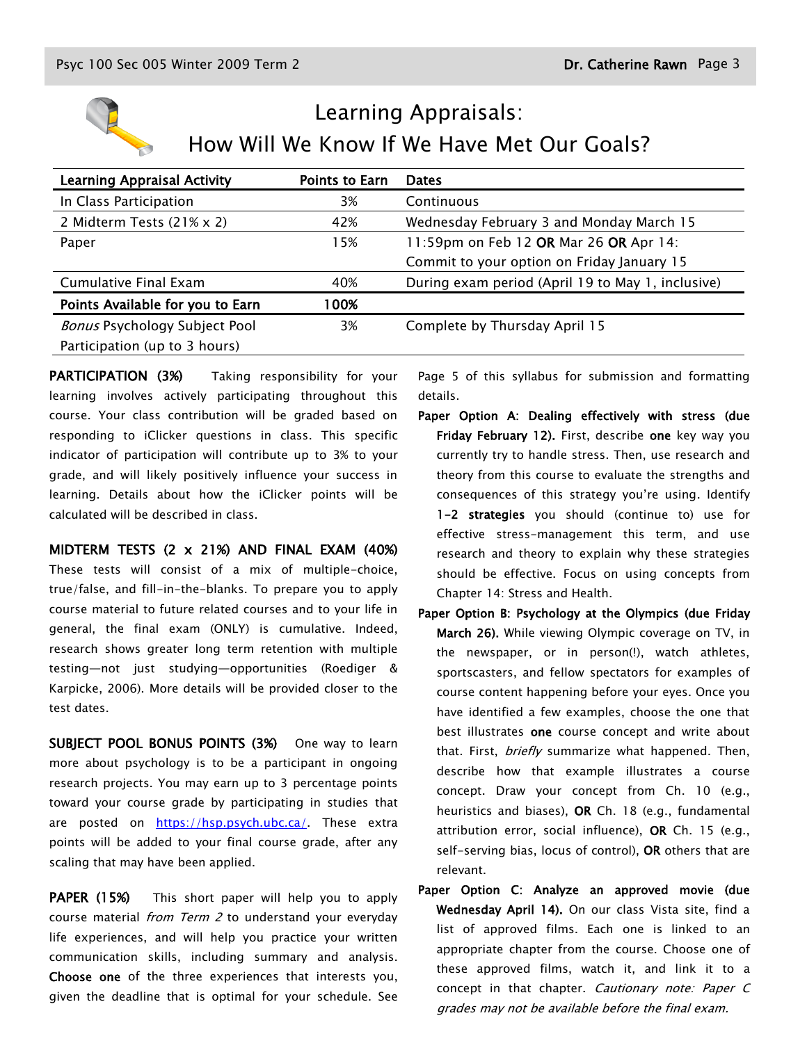# Learning Appraisals: How Will We Know If We Have Met Our Goals?

| Learning Appraisal Activity | Points to Earn | Dates |
|---|---|---|
| In Class Participation | 3% | Continuous |
| 2 Midterm Tests (21% x 2) | 42% | Wednesday February 3 and Monday March 15 |
| Paper | 15% | 11:59pm on Feb 12 **OR** Mar 26 **OR** Apr 14: Commit to your option on Friday January 15 |
| Cumulative Final Exam | 40% | During exam period (April 19 to May 1, inclusive) |
| **Points Available for you to Earn** | **100%** | |
| *Bonus* Psychology Subject Pool Participation (up to 3 hours) | 3% | Complete by Thursday April 15 |

**PARTICIPATION (3%)** Taking responsibility for your learning involves actively participating throughout this course. Your class contribution will be graded based on responding to iClicker questions in class. This specific indicator of participation will contribute up to 3% to your grade, and will likely positively influence your success in learning. Details about how the iClicker points will be calculated will be described in class.

**MIDTERM TESTS (2 x 21%) AND FINAL EXAM (40%)** These tests will consist of a mix of multiple-choice, true/false, and fill-in-the-blanks. To prepare you to apply course material to future related courses and to your life in general, the final exam (ONLY) is cumulative. Indeed, research shows greater long term retention with multiple testing—not just studying—opportunities (Roediger & Karpicke, 2006). More details will be provided closer to the test dates.

**SUBJECT POOL BONUS POINTS (3%)** One way to learn more about psychology is to be a participant in ongoing research projects. You may earn up to 3 percentage points toward your course grade by participating in studies that are posted on https://hsp.psych.ubc.ca/. These extra points will be added to your final course grade, after any scaling that may have been applied.

**PAPER (15%)** This short paper will help you to apply course material *from Term 2* to understand your everyday life experiences, and will help you practice your written communication skills, including summary and analysis. **Choose one** of the three experiences that interests you, given the deadline that is optimal for your schedule. See Page 5 of this syllabus for submission and formatting details.

- **Paper Option A: Dealing effectively with stress (due Friday February 12).** First, describe **one** key way you currently try to handle stress. Then, use research and theory from this course to evaluate the strengths and consequences of this strategy you're using. Identify **1-2 strategies** you should (continue to) use for effective stress-management this term, and use research and theory to explain why these strategies should be effective. Focus on using concepts from Chapter 14: Stress and Health.
- **Paper Option B: Psychology at the Olympics (due Friday March 26).** While viewing Olympic coverage on TV, in the newspaper, or in person(!), watch athletes, sportscasters, and fellow spectators for examples of course content happening before your eyes. Once you have identified a few examples, choose the one that best illustrates **one** course concept and write about that. First, *briefly* summarize what happened. Then, describe how that example illustrates a course concept. Draw your concept from Ch. 10 (e.g., heuristics and biases), **OR** Ch. 18 (e.g., fundamental attribution error, social influence), **OR** Ch. 15 (e.g., self-serving bias, locus of control), **OR** others that are relevant.
- **Paper Option C: Analyze an approved movie (due Wednesday April 14).** On our class Vista site, find a list of approved films. Each one is linked to an appropriate chapter from the course. Choose one of these approved films, watch it, and link it to a concept in that chapter. *Cautionary note: Paper C grades may not be available before the final exam.*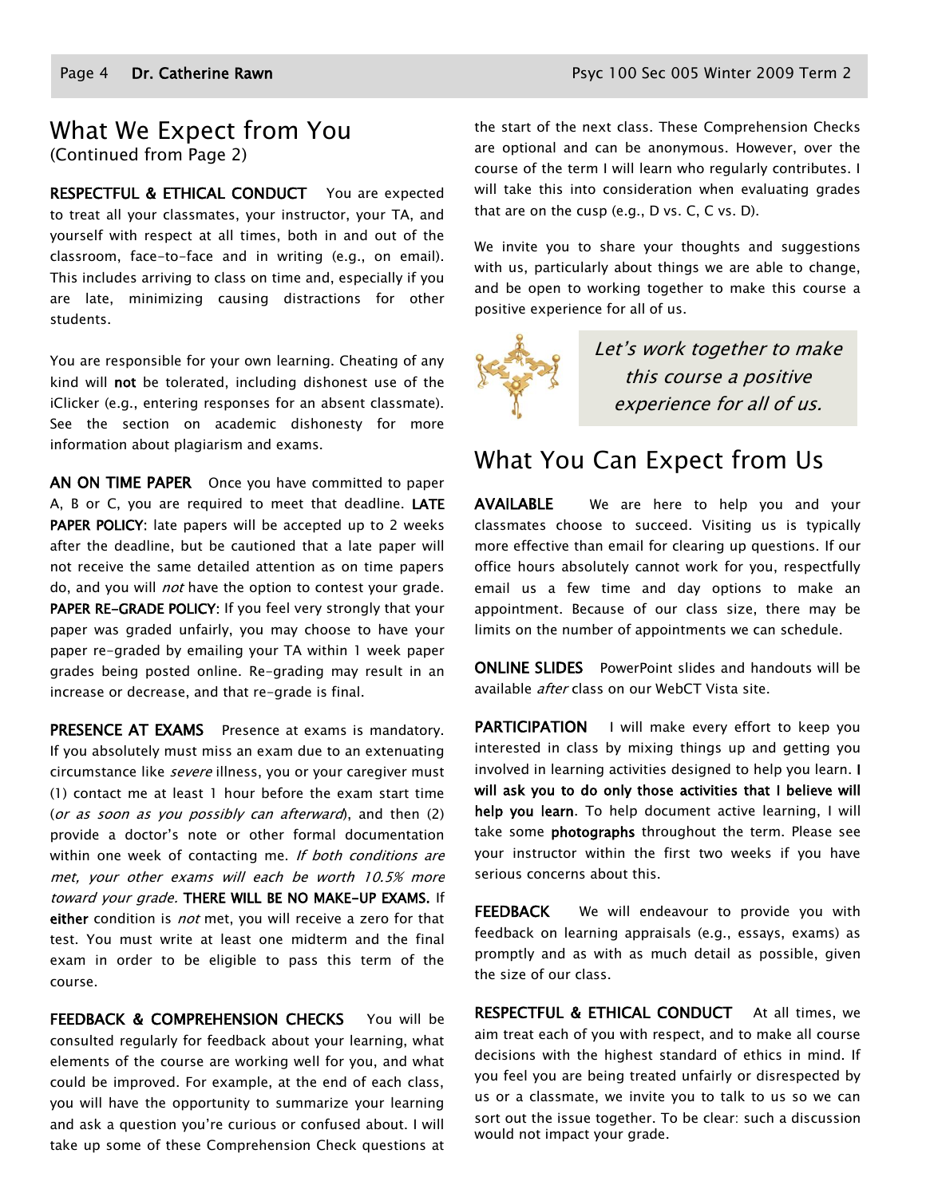# What We Expect from You

(Continued from Page 2)

**RESPECTFUL & ETHICAL CONDUCT** You are expected to treat all your classmates, your instructor, your TA, and yourself with respect at all times, both in and out of the classroom, face-to-face and in writing (e.g., on email). This includes arriving to class on time and, especially if you are late, minimizing causing distractions for other students.

You are responsible for your own learning. Cheating of any kind will **not** be tolerated, including dishonest use of the iClicker (e.g., entering responses for an absent classmate). See the section on academic dishonesty for more information about plagiarism and exams.

**AN ON TIME PAPER** Once you have committed to paper A, B or C, you are required to meet that deadline. **LATE PAPER POLICY**: late papers will be accepted up to 2 weeks after the deadline, but be cautioned that a late paper will not receive the same detailed attention as on time papers do, and you will *not* have the option to contest your grade. **PAPER RE-GRADE POLICY**: If you feel very strongly that your paper was graded unfairly, you may choose to have your paper re-graded by emailing your TA within 1 week paper grades being posted online. Re-grading may result in an increase or decrease, and that re-grade is final.

**PRESENCE AT EXAMS** Presence at exams is mandatory. If you absolutely must miss an exam due to an extenuating circumstance like *severe* illness, you or your caregiver must (1) contact me at least 1 hour before the exam start time (*or as soon as you possibly can afterward*), and then (2) provide a doctor's note or other formal documentation within one week of contacting me. *If both conditions are met, your other exams will each be worth 10.5% more toward your grade.* **THERE WILL BE NO MAKE-UP EXAMS.** If **either** condition is *not* met, you will receive a zero for that test. You must write at least one midterm and the final exam in order to be eligible to pass this term of the course.

**FEEDBACK & COMPREHENSION CHECKS** You will be consulted regularly for feedback about your learning, what elements of the course are working well for you, and what could be improved. For example, at the end of each class, you will have the opportunity to summarize your learning and ask a question you're curious or confused about. I will take up some of these Comprehension Check questions at the start of the next class. These Comprehension Checks are optional and can be anonymous. However, over the course of the term I will learn who regularly contributes. I will take this into consideration when evaluating grades that are on the cusp (e.g., D vs. C, C vs. D).

We invite you to share your thoughts and suggestions with us, particularly about things we are able to change, and be open to working together to make this course a positive experience for all of us.

*Let's work together to make this course a positive experience for all of us.*

# What You Can Expect from Us

**AVAILABLE** We are here to help you and your classmates choose to succeed. Visiting us is typically more effective than email for clearing up questions. If our office hours absolutely cannot work for you, respectfully email us a few time and day options to make an appointment. Because of our class size, there may be limits on the number of appointments we can schedule.

**ONLINE SLIDES** PowerPoint slides and handouts will be available *after* class on our WebCT Vista site.

**PARTICIPATION** I will make every effort to keep you interested in class by mixing things up and getting you involved in learning activities designed to help you learn. **I will ask you to do only those activities that I believe will help you learn**. To help document active learning, I will take some **photographs** throughout the term. Please see your instructor within the first two weeks if you have serious concerns about this.

**FEEDBACK** We will endeavour to provide you with feedback on learning appraisals (e.g., essays, exams) as promptly and as with as much detail as possible, given the size of our class.

**RESPECTFUL & ETHICAL CONDUCT** At all times, we aim treat each of you with respect, and to make all course decisions with the highest standard of ethics in mind. If you feel you are being treated unfairly or disrespected by us or a classmate, we invite you to talk to us so we can sort out the issue together. To be clear: such a discussion would not impact your grade.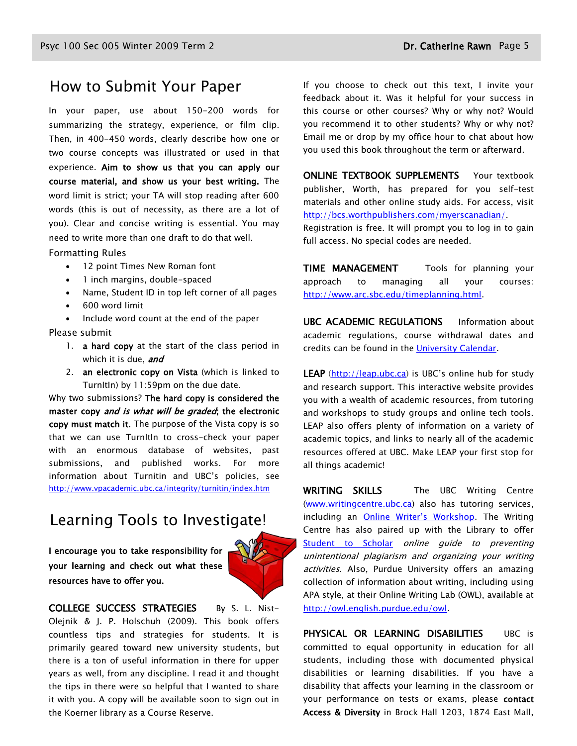## How to Submit Your Paper

In your paper, use about 150-200 words for summarizing the strategy, experience, or film clip. Then, in 400-450 words, clearly describe how one or two course concepts was illustrated or used in that experience. **Aim to show us that you can apply our course material, and show us your best writing.** The word limit is strict; your TA will stop reading after 600 words (this is out of necessity, as there are a lot of you). Clear and concise writing is essential. You may need to write more than one draft to do that well.

### Formatting Rules

- 12 point Times New Roman font
- 1 inch margins, double-spaced
- Name, Student ID in top left corner of all pages
- 600 word limit
- Include word count at the end of the paper

### Please submit

1. **a hard copy** at the start of the class period in which it is due, ***and***
2. **an electronic copy on Vista** (which is linked to TurnItIn) by 11:59pm on the due date.

Why two submissions? **The hard copy is considered the master copy *and is what will be graded*; the electronic copy must match it.** The purpose of the Vista copy is so that we can use TurnItIn to cross-check your paper with an enormous database of websites, past submissions, and published works. For more information about Turnitin and UBC's policies, see http://www.vpacademic.ubc.ca/integrity/turnitin/index.htm

## Learning Tools to Investigate!

**I encourage you to take responsibility for your learning and check out what these resources have to offer you.**

**COLLEGE SUCCESS STRATEGIES** By S. L. Nist-Olejnik & J. P. Holschuh (2009). This book offers countless tips and strategies for students. It is primarily geared toward new university students, but there is a ton of useful information in there for upper years as well, from any discipline. I read it and thought the tips in there were so helpful that I wanted to share it with you. A copy will be available soon to sign out in the Koerner library as a Course Reserve.

If you choose to check out this text, I invite your feedback about it. Was it helpful for your success in this course or other courses? Why or why not? Would you recommend it to other students? Why or why not? Email me or drop by my office hour to chat about how you used this book throughout the term or afterward.

**ONLINE TEXTBOOK SUPPLEMENTS** Your textbook publisher, Worth, has prepared for you self-test materials and other online study aids. For access, visit http://bcs.worthpublishers.com/myerscanadian/. Registration is free. It will prompt you to log in to gain full access. No special codes are needed.

**TIME MANAGEMENT** Tools for planning your approach to managing all your courses: http://www.arc.sbc.edu/timeplanning.html.

**UBC ACADEMIC REGULATIONS** Information about academic regulations, course withdrawal dates and credits can be found in the University Calendar.

**LEAP** (http://leap.ubc.ca) is UBC's online hub for study and research support. This interactive website provides you with a wealth of academic resources, from tutoring and workshops to study groups and online tech tools. LEAP also offers plenty of information on a variety of academic topics, and links to nearly all of the academic resources offered at UBC. Make LEAP your first stop for all things academic!

**WRITING SKILLS** The UBC Writing Centre (www.writingcentre.ubc.ca) also has tutoring services, including an Online Writer's Workshop. The Writing Centre has also paired up with the Library to offer Student to Scholar *online guide to preventing unintentional plagiarism and organizing your writing activities*. Also, Purdue University offers an amazing collection of information about writing, including using APA style, at their Online Writing Lab (OWL), available at http://owl.english.purdue.edu/owl.

**PHYSICAL OR LEARNING DISABILITIES** UBC is committed to equal opportunity in education for all students, including those with documented physical disabilities or learning disabilities. If you have a disability that affects your learning in the classroom or your performance on tests or exams, please **contact Access & Diversity** in Brock Hall 1203, 1874 East Mall,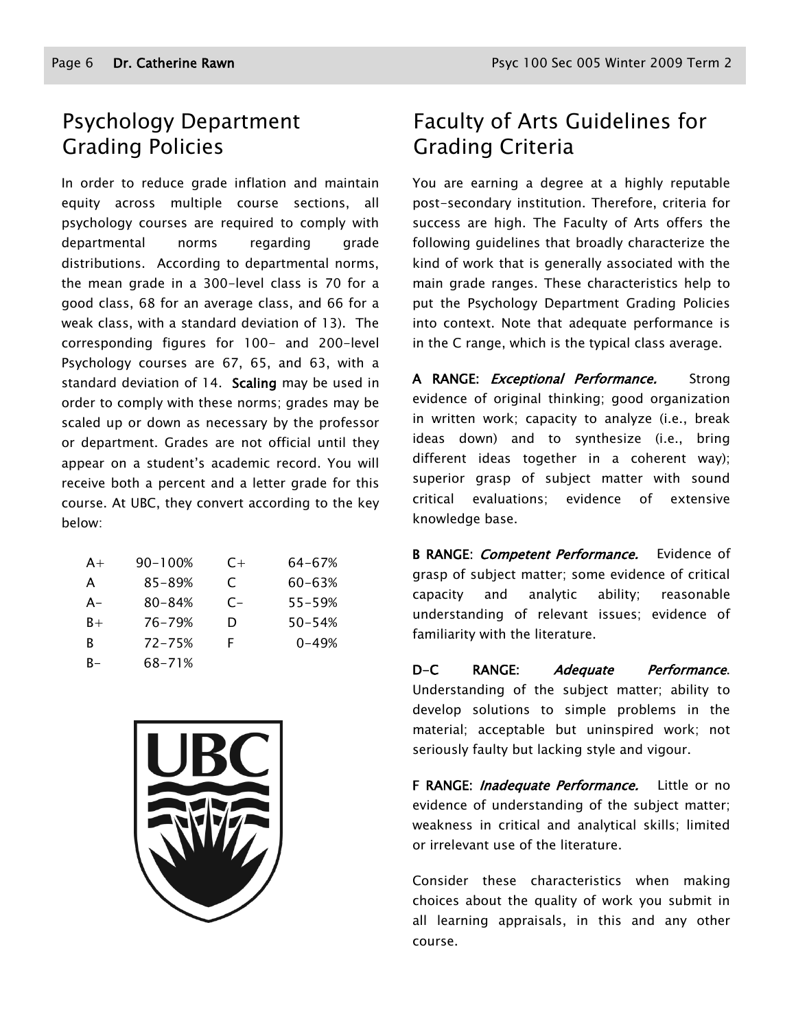## Psychology Department Grading Policies

In order to reduce grade inflation and maintain equity across multiple course sections, all psychology courses are required to comply with departmental norms regarding grade distributions. According to departmental norms, the mean grade in a 300-level class is 70 for a good class, 68 for an average class, and 66 for a weak class, with a standard deviation of 13). The corresponding figures for 100- and 200-level Psychology courses are 67, 65, and 63, with a standard deviation of 14. **Scaling** may be used in order to comply with these norms; grades may be scaled up or down as necessary by the professor or department. Grades are not official until they appear on a student's academic record. You will receive both a percent and a letter grade for this course. At UBC, they convert according to the key below:

| | | | |
|---|---|---|---|
| A+ | 90-100% | C+ | 64-67% |
| A | 85-89% | C | 60-63% |
| A- | 80-84% | C- | 55-59% |
| B+ | 76-79% | D | 50-54% |
| B | 72-75% | F | 0-49% |
| B- | 68-71% | | |

## Faculty of Arts Guidelines for Grading Criteria

You are earning a degree at a highly reputable post-secondary institution. Therefore, criteria for success are high. The Faculty of Arts offers the following guidelines that broadly characterize the kind of work that is generally associated with the main grade ranges. These characteristics help to put the Psychology Department Grading Policies into context. Note that adequate performance is in the C range, which is the typical class average.

**A RANGE:** ***Exceptional Performance.*** Strong evidence of original thinking; good organization in written work; capacity to analyze (i.e., break ideas down) and to synthesize (i.e., bring different ideas together in a coherent way); superior grasp of subject matter with sound critical evaluations; evidence of extensive knowledge base.

**B RANGE:** ***Competent Performance.*** Evidence of grasp of subject matter; some evidence of critical capacity and analytic ability; reasonable understanding of relevant issues; evidence of familiarity with the literature.

**D-C RANGE:** ***Adequate Performance.*** Understanding of the subject matter; ability to develop solutions to simple problems in the material; acceptable but uninspired work; not seriously faulty but lacking style and vigour.

**F RANGE:** ***Inadequate Performance.*** Little or no evidence of understanding of the subject matter; weakness in critical and analytical skills; limited or irrelevant use of the literature.

Consider these characteristics when making choices about the quality of work you submit in all learning appraisals, in this and any other course.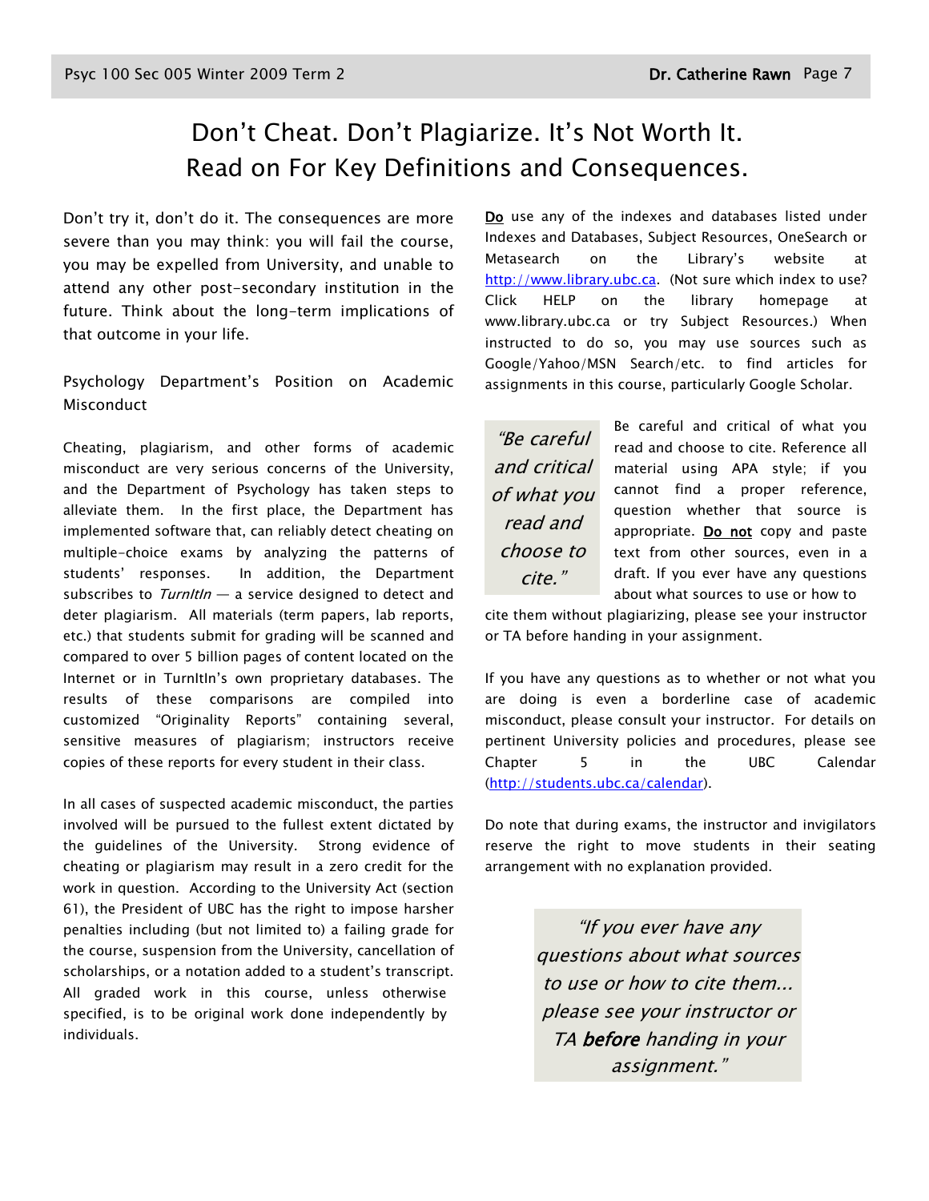# Don't Cheat. Don't Plagiarize. It's Not Worth It.
# Read on For Key Definitions and Consequences.

Don't try it, don't do it. The consequences are more severe than you may think: you will fail the course, you may be expelled from University, and unable to attend any other post-secondary institution in the future. Think about the long-term implications of that outcome in your life.

## Psychology Department's Position on Academic Misconduct

Cheating, plagiarism, and other forms of academic misconduct are very serious concerns of the University, and the Department of Psychology has taken steps to alleviate them. In the first place, the Department has implemented software that, can reliably detect cheating on multiple-choice exams by analyzing the patterns of students' responses. In addition, the Department subscribes to *TurnItIn* — a service designed to detect and deter plagiarism. All materials (term papers, lab reports, etc.) that students submit for grading will be scanned and compared to over 5 billion pages of content located on the Internet or in TurnItIn's own proprietary databases. The results of these comparisons are compiled into customized "Originality Reports" containing several, sensitive measures of plagiarism; instructors receive copies of these reports for every student in their class.

In all cases of suspected academic misconduct, the parties involved will be pursued to the fullest extent dictated by the guidelines of the University. Strong evidence of cheating or plagiarism may result in a zero credit for the work in question. According to the University Act (section 61), the President of UBC has the right to impose harsher penalties including (but not limited to) a failing grade for the course, suspension from the University, cancellation of scholarships, or a notation added to a student's transcript. All graded work in this course, unless otherwise specified, is to be original work done independently by individuals.

**Do** use any of the indexes and databases listed under Indexes and Databases, Subject Resources, OneSearch or Metasearch on the Library's website at http://www.library.ubc.ca. (Not sure which index to use? Click HELP on the library homepage at www.library.ubc.ca or try Subject Resources.) When instructed to do so, you may use sources such as Google/Yahoo/MSN Search/etc. to find articles for assignments in this course, particularly Google Scholar.

> *"Be careful and critical of what you read and choose to cite."*

Be careful and critical of what you read and choose to cite. Reference all material using APA style; if you cannot find a proper reference, question whether that source is appropriate. **Do not** copy and paste text from other sources, even in a draft. If you ever have any questions about what sources to use or how to cite them without plagiarizing, please see your instructor or TA before handing in your assignment.

If you have any questions as to whether or not what you are doing is even a borderline case of academic misconduct, please consult your instructor. For details on pertinent University policies and procedures, please see Chapter 5 in the UBC Calendar (http://students.ubc.ca/calendar).

Do note that during exams, the instructor and invigilators reserve the right to move students in their seating arrangement with no explanation provided.

> *"If you ever have any questions about what sources to use or how to cite them... please see your instructor or TA **before** handing in your assignment."*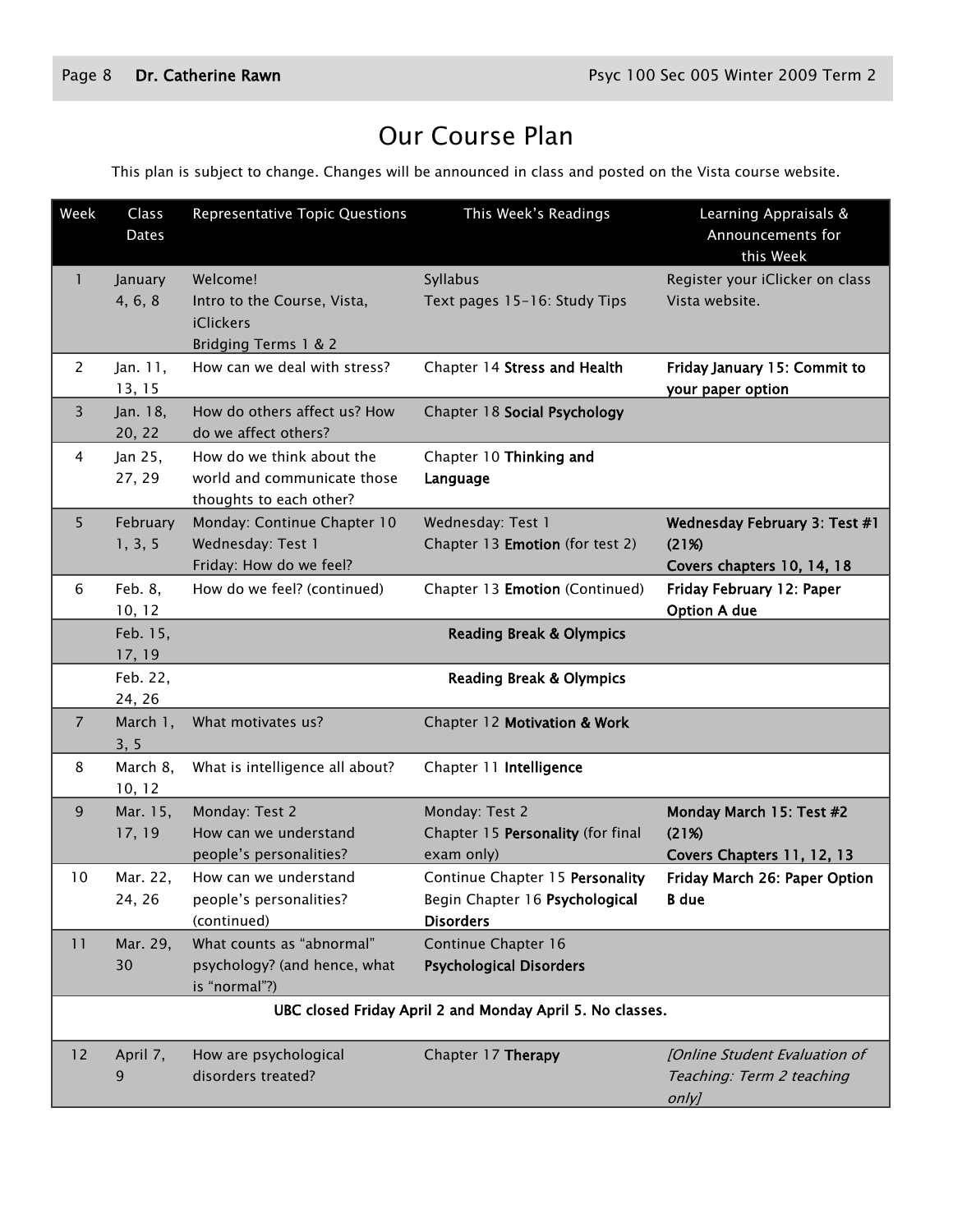# Our Course Plan

This plan is subject to change. Changes will be announced in class and posted on the Vista course website.

| Week | Class Dates | Representative Topic Questions | This Week's Readings | Learning Appraisals & Announcements for this Week |
|---|---|---|---|---|
| 1 | January 4, 6, 8 | Welcome!<br>Intro to the Course, Vista, iClickers<br>Bridging Terms 1 & 2 | Syllabus<br>Text pages 15-16: Study Tips | Register your iClicker on class Vista website. |
| 2 | Jan. 11, 13, 15 | How can we deal with stress? | Chapter 14 **Stress and Health** | **Friday January 15: Commit to your paper option** |
| 3 | Jan. 18, 20, 22 | How do others affect us? How do we affect others? | Chapter 18 **Social Psychology** | |
| 4 | Jan 25, 27, 29 | How do we think about the world and communicate those thoughts to each other? | Chapter 10 **Thinking and Language** | |
| 5 | February 1, 3, 5 | Monday: Continue Chapter 10<br>Wednesday: Test 1<br>Friday: How do we feel? | Wednesday: Test 1<br>Chapter 13 **Emotion** (for test 2) | **Wednesday February 3: Test #1 (21%)**<br>**Covers chapters 10, 14, 18** |
| 6 | Feb. 8, 10, 12 | How do we feel? (continued) | Chapter 13 **Emotion** (Continued) | **Friday February 12: Paper Option A due** |
| | Feb. 15, 17, 19 | | **Reading Break & Olympics** | |
| | Feb. 22, 24, 26 | | **Reading Break & Olympics** | |
| 7 | March 1, 3, 5 | What motivates us? | Chapter 12 **Motivation & Work** | |
| 8 | March 8, 10, 12 | What is intelligence all about? | Chapter 11 **Intelligence** | |
| 9 | Mar. 15, 17, 19 | Monday: Test 2<br>How can we understand people's personalities? | Monday: Test 2<br>Chapter 15 **Personality** (for final exam only) | **Monday March 15: Test #2 (21%)**<br>**Covers Chapters 11, 12, 13** |
| 10 | Mar. 22, 24, 26 | How can we understand people's personalities? (continued) | Continue Chapter 15 **Personality**<br>Begin Chapter 16 **Psychological Disorders** | **Friday March 26: Paper Option B due** |
| 11 | Mar. 29, 30 | What counts as "abnormal" psychology? (and hence, what is "normal"?) | Continue Chapter 16 **Psychological Disorders** | |
| | | **UBC closed Friday April 2 and Monday April 5. No classes.** | | |
| 12 | April 7, 9 | How are psychological disorders treated? | Chapter 17 **Therapy** | *[Online Student Evaluation of Teaching: Term 2 teaching only]* |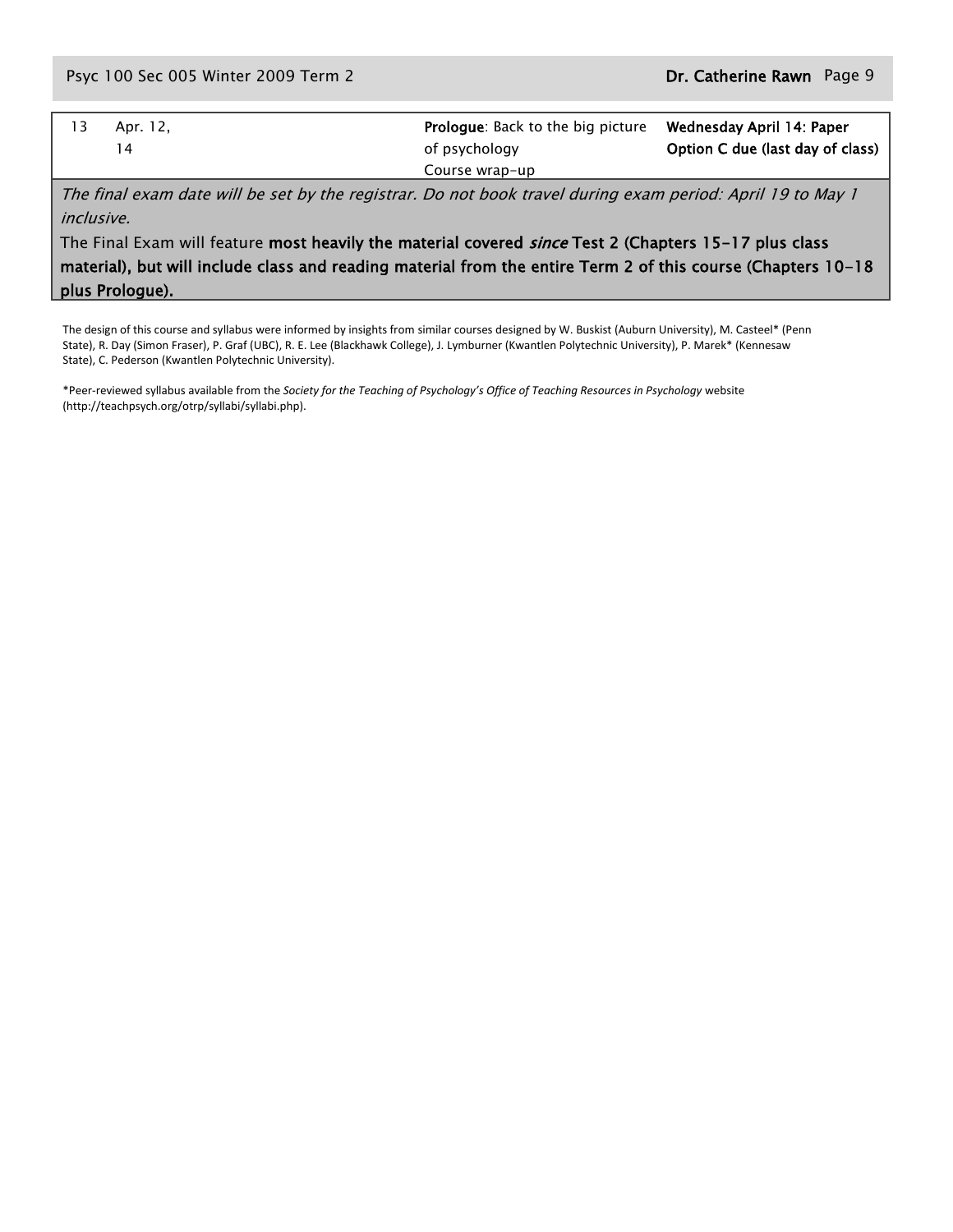| | | | |
|---|---|---|---|
| 13 | Apr. 12, 14 | **Prologue**: Back to the big picture of psychology<br>Course wrap-up | **Wednesday April 14: Paper Option C due (last day of class)** |

*The final exam date will be set by the registrar. Do not book travel during exam period: April 19 to May 1 inclusive.*

The Final Exam will feature **most heavily the material covered *since* Test 2 (Chapters 15-17 plus class material), but will include class and reading material from the entire Term 2 of this course (Chapters 10-18 plus Prologue).**

The design of this course and syllabus were informed by insights from similar courses designed by W. Buskist (Auburn University), M. Casteel* (Penn State), R. Day (Simon Fraser), P. Graf (UBC), R. E. Lee (Blackhawk College), J. Lymburner (Kwantlen Polytechnic University), P. Marek* (Kennesaw State), C. Pederson (Kwantlen Polytechnic University).

*Peer-reviewed syllabus available from the *Society for the Teaching of Psychology's Office of Teaching Resources in Psychology* website (http://teachpsych.org/otrp/syllabi/syllabi.php).